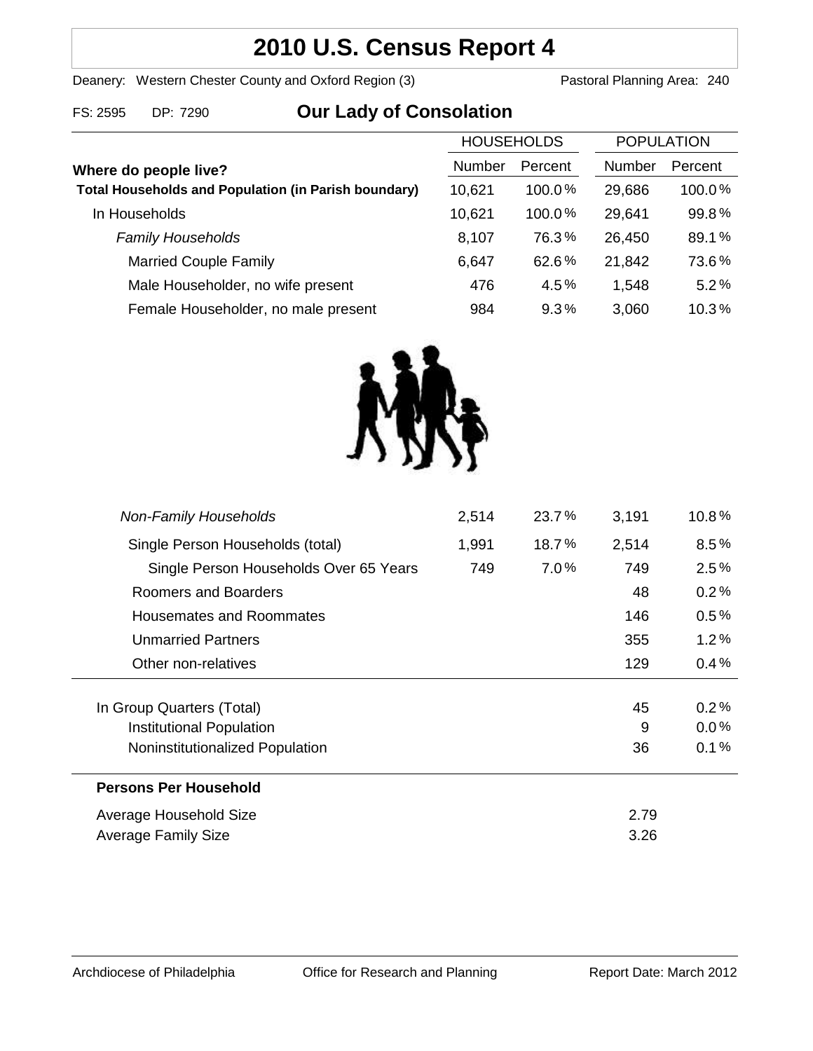# 2010 U.S. Census Report 4

Deanery: Western Chester County and Oxford Region (3) Pastoral Planning Area: 240

FS: 2595 DP: 7290

## Our Lady of Consolation

| Where do people live? | HOUSEHOLDS Number | HOUSEHOLDS Percent | POPULATION Number | POPULATION Percent |
|---|---|---|---|---|
| **Total Households and Population (in Parish boundary)** | 10,621 | 100.0% | 29,686 | 100.0% |
| In Households | 10,621 | 100.0% | 29,641 | 99.8% |
| *Family Households* | 8,107 | 76.3% | 26,450 | 89.1% |
| Married Couple Family | 6,647 | 62.6% | 21,842 | 73.6% |
| Male Householder, no wife present | 476 | 4.5% | 1,548 | 5.2% |
| Female Householder, no male present | 984 | 9.3% | 3,060 | 10.3% |
| *Non-Family Households* | 2,514 | 23.7% | 3,191 | 10.8% |
| Single Person Households (total) | 1,991 | 18.7% | 2,514 | 8.5% |
| Single Person Households Over 65 Years | 749 | 7.0% | 749 | 2.5% |
| Roomers and Boarders | | | 48 | 0.2% |
| Housemates and Roommates | | | 146 | 0.5% |
| Unmarried Partners | | | 355 | 1.2% |
| Other non-relatives | | | 129 | 0.4% |
| In Group Quarters (Total) | | | 45 | 0.2% |
| Institutional Population | | | 9 | 0.0% |
| Noninstitutionalized Population | | | 36 | 0.1% |

**Persons Per Household**

| | |
|---|---|
| Average Household Size | 2.79 |
| Average Family Size | 3.26 |

Archdiocese of Philadelphia — Office for Research and Planning — Report Date: March 2012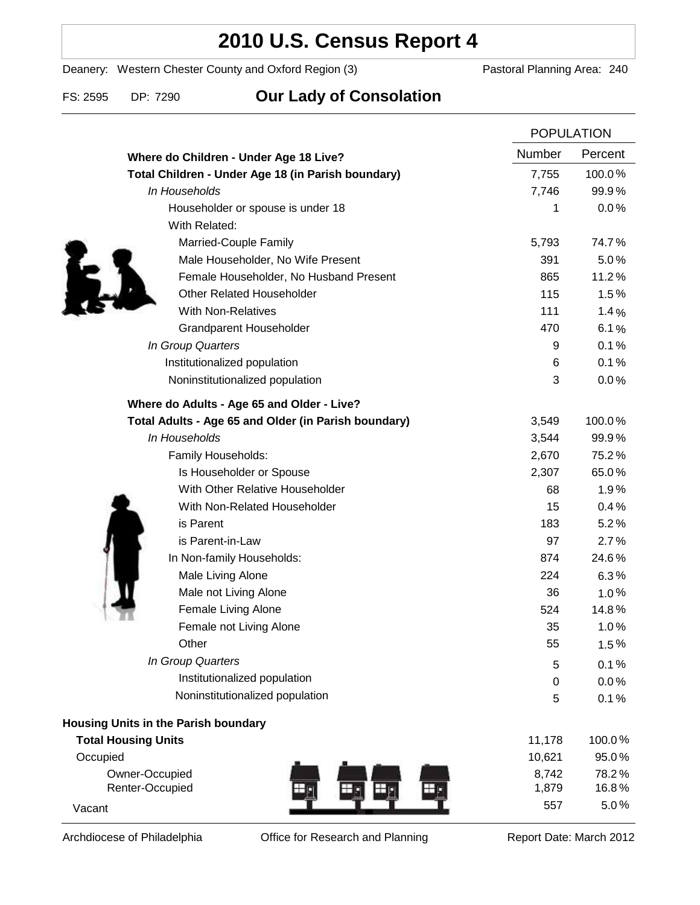# 2010 U.S. Census Report 4

Deanery: Western Chester County and Oxford Region (3) Pastoral Planning Area: 240

FS: 2595 DP: 7290 **Our Lady of Consolation**

| | POPULATION | |
|---|---|---|
| **Where do Children - Under Age 18 Live?** | Number | Percent |
| **Total Children - Under Age 18 (in Parish boundary)** | 7,755 | 100.0% |
| *In Households* | 7,746 | 99.9% |
| Householder or spouse is under 18 | 1 | 0.0% |
| With Related: | | |
| Married-Couple Family | 5,793 | 74.7% |
| Male Householder, No Wife Present | 391 | 5.0% |
| Female Householder, No Husband Present | 865 | 11.2% |
| Other Related Householder | 115 | 1.5% |
| With Non-Relatives | 111 | 1.4% |
| Grandparent Householder | 470 | 6.1% |
| *In Group Quarters* | 9 | 0.1% |
| Institutionalized population | 6 | 0.1% |
| Noninstitutionalized population | 3 | 0.0% |
| **Where do Adults - Age 65 and Older - Live?** | | |
| **Total Adults - Age 65 and Older (in Parish boundary)** | 3,549 | 100.0% |
| *In Households* | 3,544 | 99.9% |
| Family Households: | 2,670 | 75.2% |
| Is Householder or Spouse | 2,307 | 65.0% |
| With Other Relative Householder | 68 | 1.9% |
| With Non-Related Householder | 15 | 0.4% |
| is Parent | 183 | 5.2% |
| is Parent-in-Law | 97 | 2.7% |
| In Non-family Households: | 874 | 24.6% |
| Male Living Alone | 224 | 6.3% |
| Male not Living Alone | 36 | 1.0% |
| Female Living Alone | 524 | 14.8% |
| Female not Living Alone | 35 | 1.0% |
| Other | 55 | 1.5% |
| *In Group Quarters* | 5 | 0.1% |
| Institutionalized population | 0 | 0.0% |
| Noninstitutionalized population | 5 | 0.1% |
| **Housing Units in the Parish boundary** | | |
| **Total Housing Units** | 11,178 | 100.0% |
| Occupied | 10,621 | 95.0% |
| Owner-Occupied | 8,742 | 78.2% |
| Renter-Occupied | 1,879 | 16.8% |
| Vacant | 557 | 5.0% |

Archdiocese of Philadelphia Office for Research and Planning Report Date: March 2012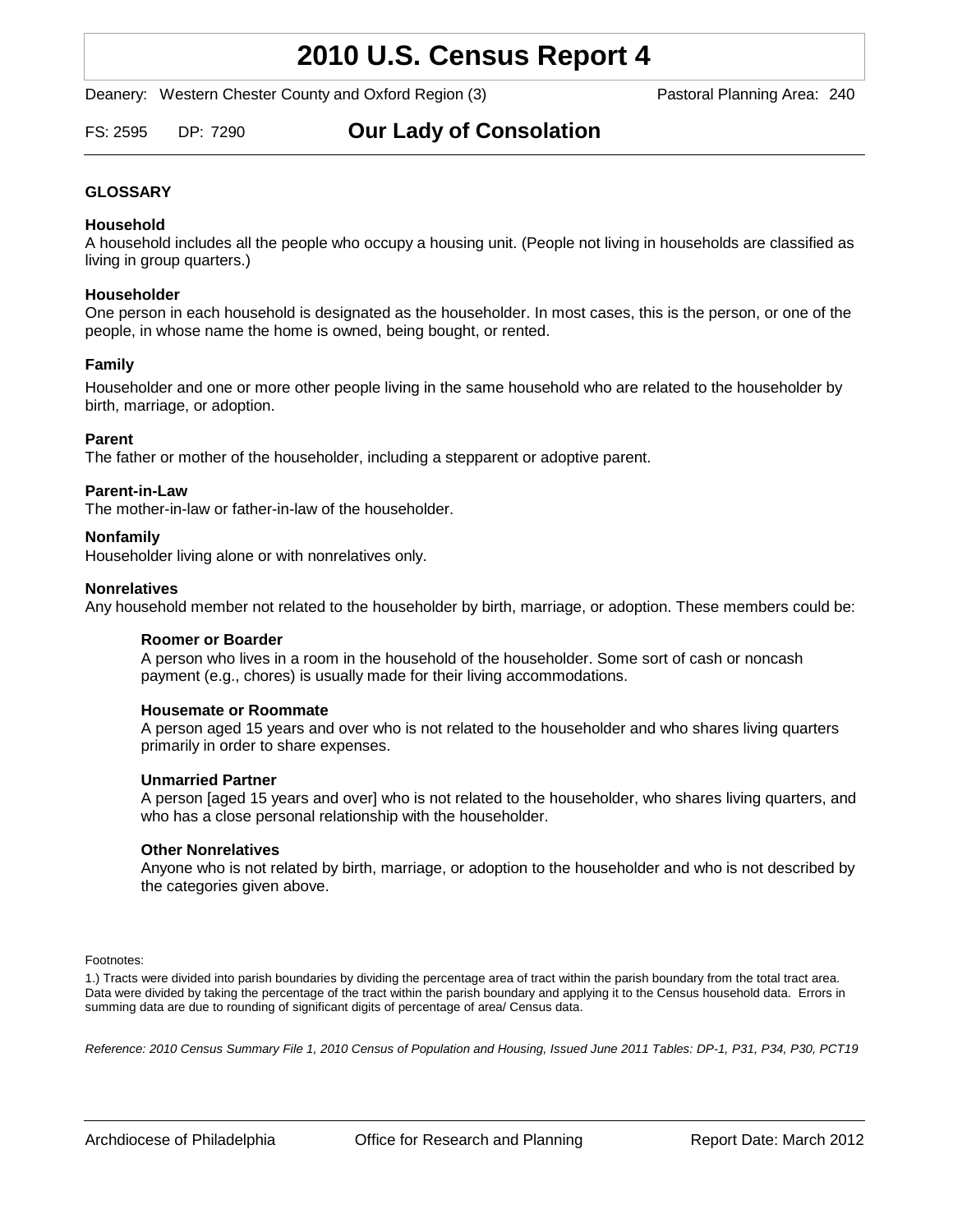# 2010 U.S. Census Report 4

Deanery: Western Chester County and Oxford Region (3) Pastoral Planning Area: 240

FS: 2595 DP: 7290 **Our Lady of Consolation**

## GLOSSARY

**Household**
A household includes all the people who occupy a housing unit. (People not living in households are classified as living in group quarters.)

**Householder**
One person in each household is designated as the householder. In most cases, this is the person, or one of the people, in whose name the home is owned, being bought, or rented.

**Family**
Householder and one or more other people living in the same household who are related to the householder by birth, marriage, or adoption.

**Parent**
The father or mother of the householder, including a stepparent or adoptive parent.

**Parent-in-Law**
The mother-in-law or father-in-law of the householder.

**Nonfamily**
Householder living alone or with nonrelatives only.

**Nonrelatives**
Any household member not related to the householder by birth, marriage, or adoption. These members could be:

> **Roomer or Boarder**
> A person who lives in a room in the household of the householder. Some sort of cash or noncash payment (e.g., chores) is usually made for their living accommodations.
>
> **Housemate or Roommate**
> A person aged 15 years and over who is not related to the householder and who shares living quarters primarily in order to share expenses.
>
> **Unmarried Partner**
> A person [aged 15 years and over] who is not related to the householder, who shares living quarters, and who has a close personal relationship with the householder.
>
> **Other Nonrelatives**
> Anyone who is not related by birth, marriage, or adoption to the householder and who is not described by the categories given above.

Footnotes:

1.) Tracts were divided into parish boundaries by dividing the percentage area of tract within the parish boundary from the total tract area. Data were divided by taking the percentage of the tract within the parish boundary and applying it to the Census household data. Errors in summing data are due to rounding of significant digits of percentage of area/ Census data.

*Reference: 2010 Census Summary File 1, 2010 Census of Population and Housing, Issued June 2011 Tables: DP-1, P31, P34, P30, PCT19*

Archdiocese of Philadelphia Office for Research and Planning Report Date: March 2012